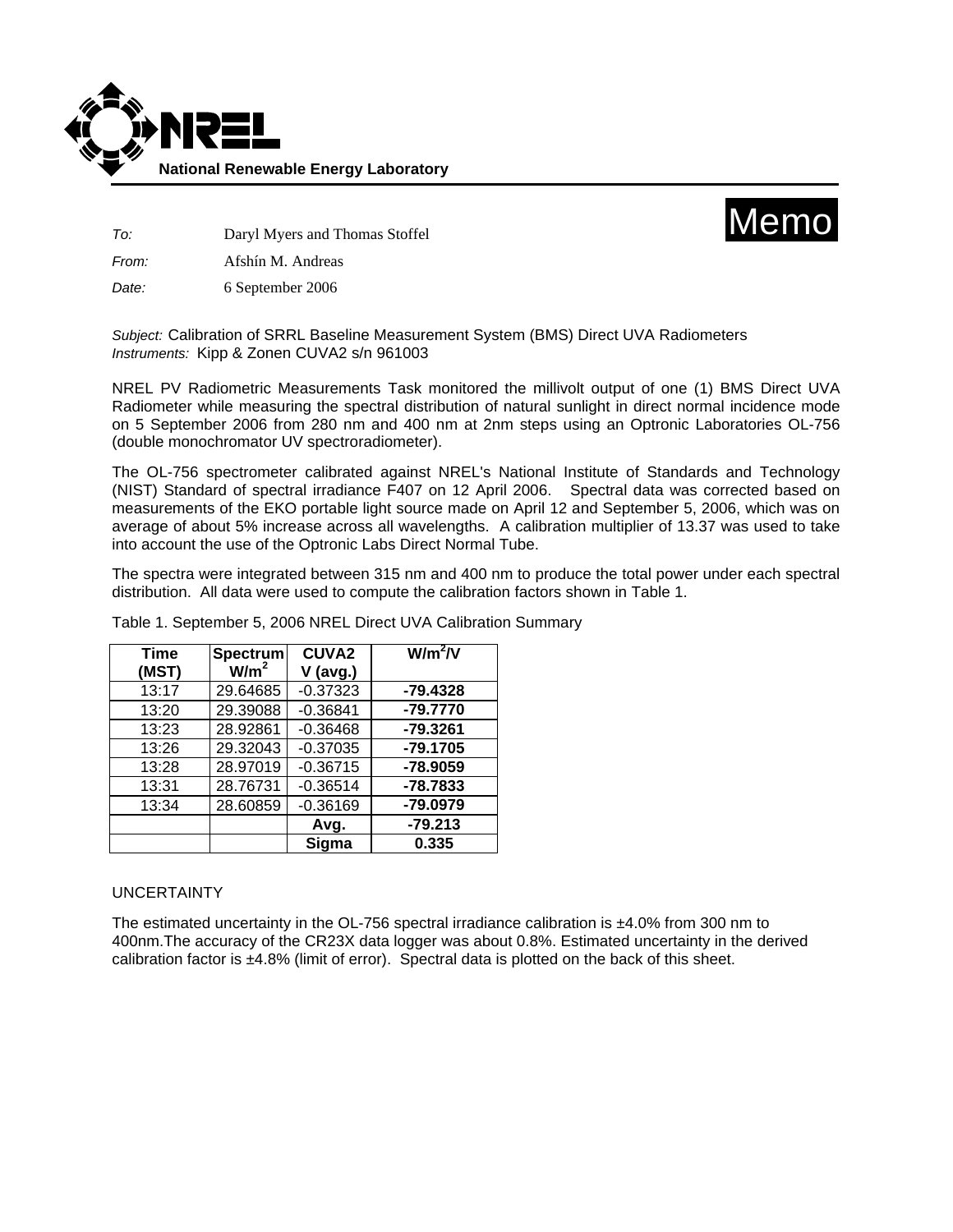**National Renewable Energy Laboratory**

# Memo

*To:* Daryl Myers and Thomas Stoffel

*From:* Afshín M. Andreas

*Date:* 6 September 2006

*Subject:* Calibration of SRRL Baseline Measurement System (BMS) Direct UVA Radiometers
*Instruments:* Kipp & Zonen CUVA2 s/n 961003

NREL PV Radiometric Measurements Task monitored the millivolt output of one (1) BMS Direct UVA Radiometer while measuring the spectral distribution of natural sunlight in direct normal incidence mode on 5 September 2006 from 280 nm and 400 nm at 2nm steps using an Optronic Laboratories OL-756 (double monochromator UV spectroradiometer).

The OL-756 spectrometer calibrated against NREL's National Institute of Standards and Technology (NIST) Standard of spectral irradiance F407 on 12 April 2006. Spectral data was corrected based on measurements of the EKO portable light source made on April 12 and September 5, 2006, which was on average of about 5% increase across all wavelengths. A calibration multiplier of 13.37 was used to take into account the use of the Optronic Labs Direct Normal Tube.

The spectra were integrated between 315 nm and 400 nm to produce the total power under each spectral distribution. All data were used to compute the calibration factors shown in Table 1.

Table 1. September 5, 2006 NREL Direct UVA Calibration Summary

| Time (MST) | Spectrum $W/m^2$ | CUVA2 V (avg.) | $W/m^2/V$ |
|---|---|---|---|
| 13:17 | 29.64685 | -0.37323 | **-79.4328** |
| 13:20 | 29.39088 | -0.36841 | **-79.7770** |
| 13:23 | 28.92861 | -0.36468 | **-79.3261** |
| 13:26 | 29.32043 | -0.37035 | **-79.1705** |
| 13:28 | 28.97019 | -0.36715 | **-78.9059** |
| 13:31 | 28.76731 | -0.36514 | **-78.7833** |
| 13:34 | 28.60859 | -0.36169 | **-79.0979** |
| | | **Avg.** | **-79.213** |
| | | **Sigma** | **0.335** |

UNCERTAINTY

The estimated uncertainty in the OL-756 spectral irradiance calibration is ±4.0% from 300 nm to 400nm.The accuracy of the CR23X data logger was about 0.8%. Estimated uncertainty in the derived calibration factor is ±4.8% (limit of error). Spectral data is plotted on the back of this sheet.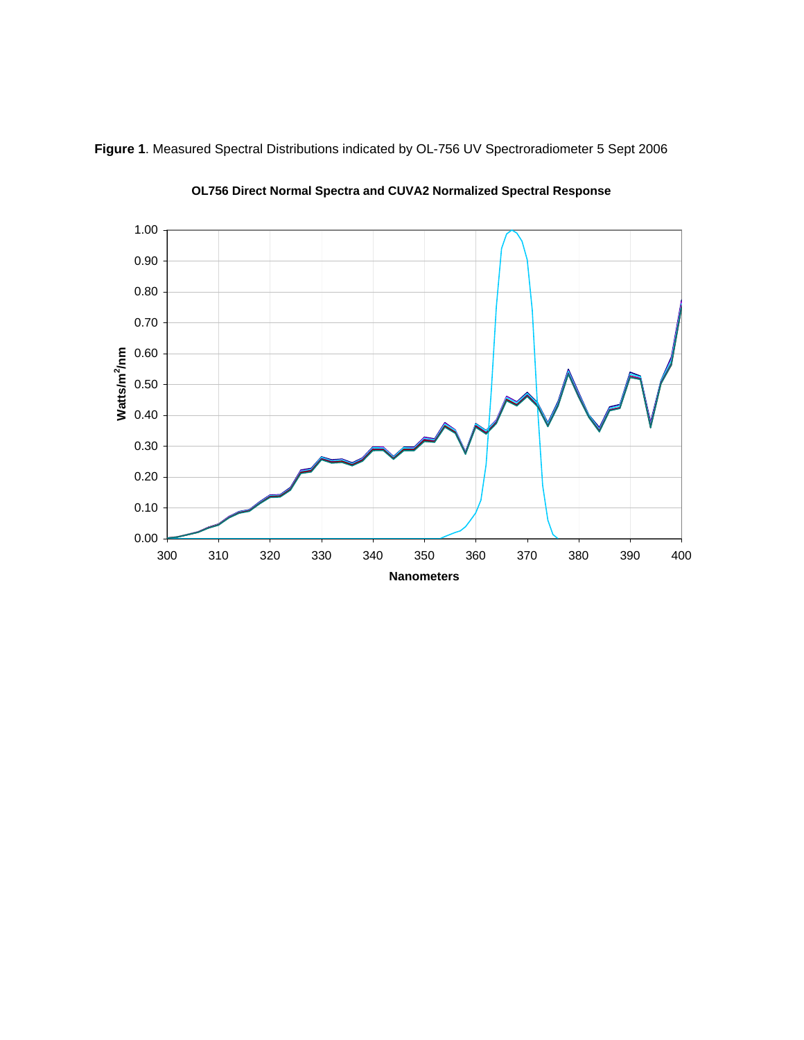**Figure 1**. Measured Spectral Distributions indicated by OL-756 UV Spectroradiometer 5 Sept 2006

**OL756 Direct Normal Spectra and CUVA2 Normalized Spectral Response**

Watts/m²/nm

1.00
0.90
0.80
0.70
0.60
0.50
0.40
0.30
0.20
0.10
0.00

300 310 320 330 340 350 360 370 380 390 400

**Nanometers**